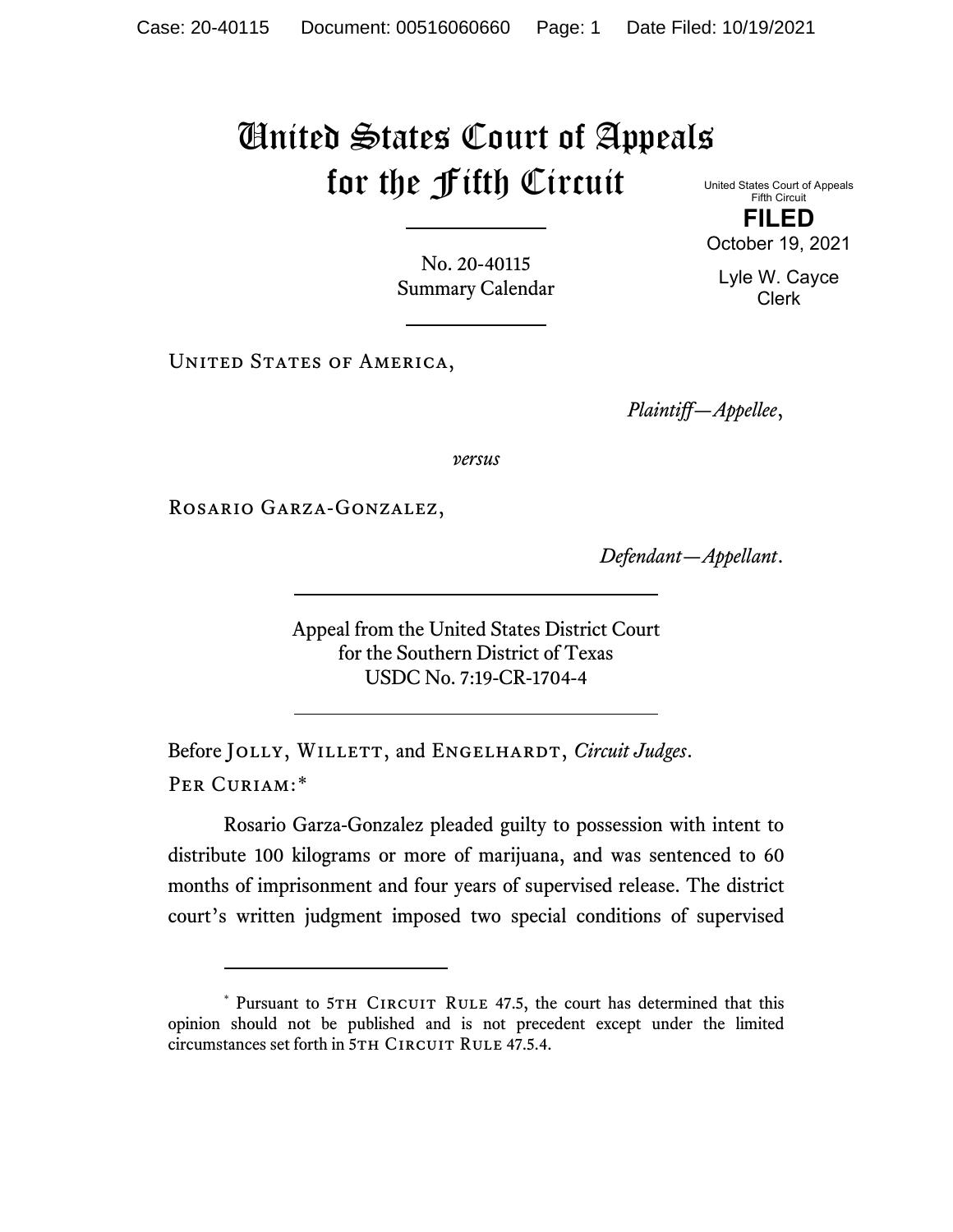# United States Court of Appeals for the Fifth Circuit

United States Court of Appeals
Fifth Circuit

**FILED**

October 19, 2021

Lyle W. Cayce
Clerk

No. 20-40115
Summary Calendar

---

United States of America,

*Plaintiff—Appellee*,

*versus*

Rosario Garza-Gonzalez,

*Defendant—Appellant*.

---

Appeal from the United States District Court
for the Southern District of Texas
USDC No. 7:19-CR-1704-4

---

Before Jolly, Willett, and Engelhardt, *Circuit Judges*.

Per Curiam:*

Rosario Garza-Gonzalez pleaded guilty to possession with intent to distribute 100 kilograms or more of marijuana, and was sentenced to 60 months of imprisonment and four years of supervised release. The district court's written judgment imposed two special conditions of supervised

---

* Pursuant to 5th Circuit Rule 47.5, the court has determined that this opinion should not be published and is not precedent except under the limited circumstances set forth in 5th Circuit Rule 47.5.4.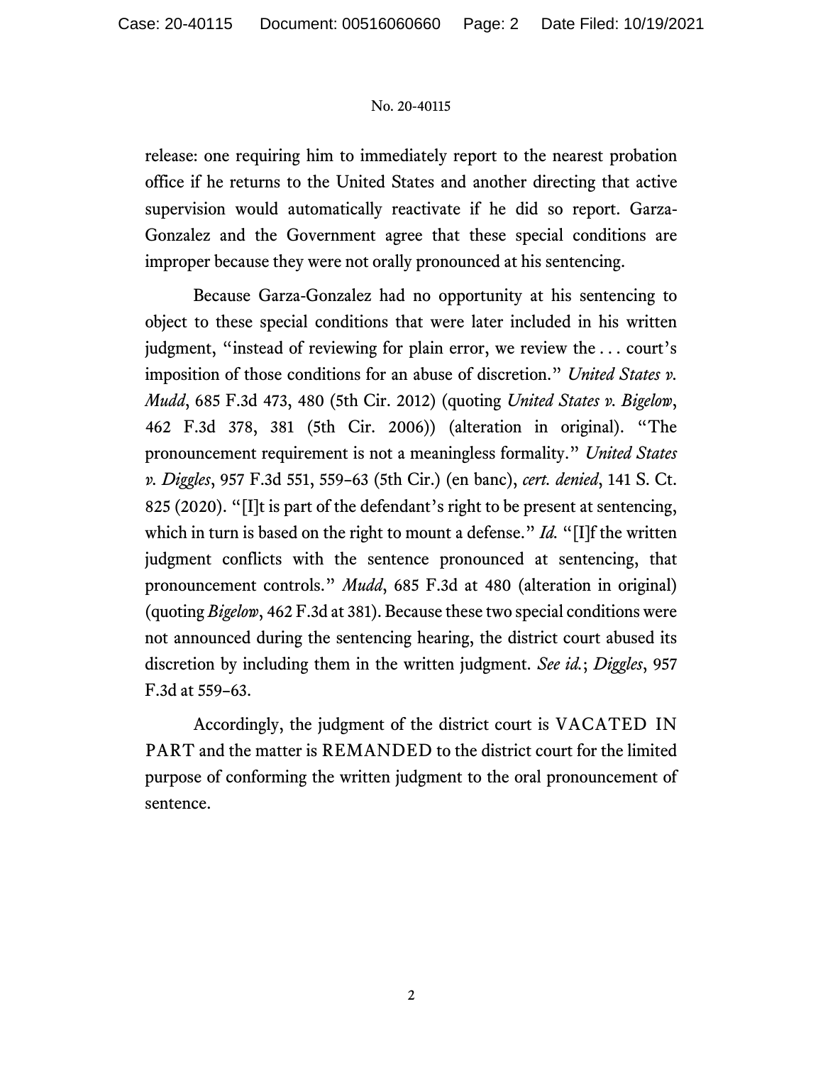release: one requiring him to immediately report to the nearest probation office if he returns to the United States and another directing that active supervision would automatically reactivate if he did so report. Garza-Gonzalez and the Government agree that these special conditions are improper because they were not orally pronounced at his sentencing.

Because Garza-Gonzalez had no opportunity at his sentencing to object to these special conditions that were later included in his written judgment, "instead of reviewing for plain error, we review the . . . court's imposition of those conditions for an abuse of discretion." *United States v. Mudd*, 685 F.3d 473, 480 (5th Cir. 2012) (quoting *United States v. Bigelow*, 462 F.3d 378, 381 (5th Cir. 2006)) (alteration in original). "The pronouncement requirement is not a meaningless formality." *United States v. Diggles*, 957 F.3d 551, 559–63 (5th Cir.) (en banc), *cert. denied*, 141 S. Ct. 825 (2020). "[I]t is part of the defendant's right to be present at sentencing, which in turn is based on the right to mount a defense." *Id.* "[I]f the written judgment conflicts with the sentence pronounced at sentencing, that pronouncement controls." *Mudd*, 685 F.3d at 480 (alteration in original) (quoting *Bigelow*, 462 F.3d at 381). Because these two special conditions were not announced during the sentencing hearing, the district court abused its discretion by including them in the written judgment. *See id.*; *Diggles*, 957 F.3d at 559–63.

Accordingly, the judgment of the district court is VACATED IN PART and the matter is REMANDED to the district court for the limited purpose of conforming the written judgment to the oral pronouncement of sentence.